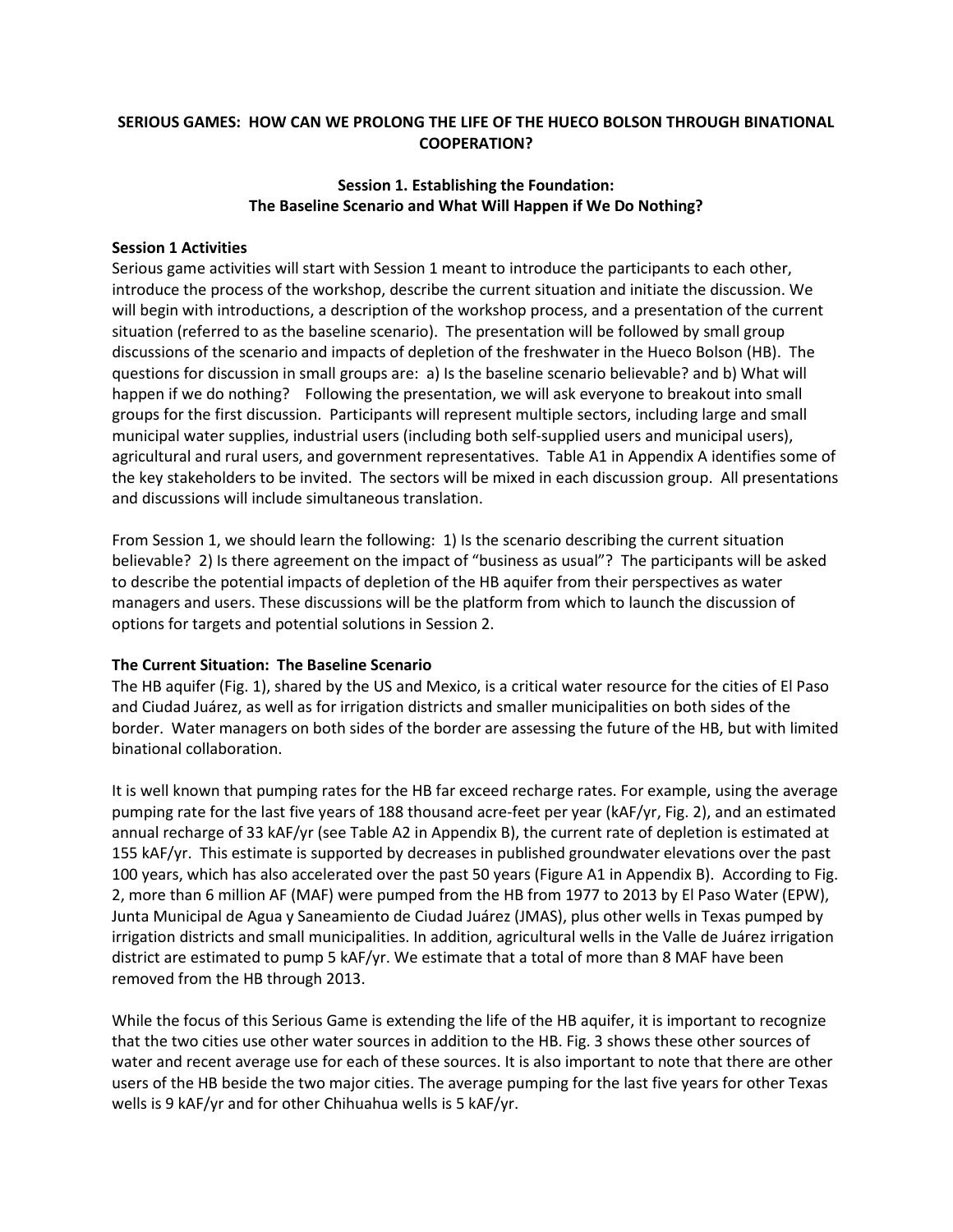# SERIOUS GAMES: HOW CAN WE PROLONG THE LIFE OF THE HUECO BOLSON THROUGH BINATIONAL COOPERATION?

## Session 1. Establishing the Foundation: The Baseline Scenario and What Will Happen if We Do Nothing?

### Session 1 Activities

Serious game activities will start with Session 1 meant to introduce the participants to each other, introduce the process of the workshop, describe the current situation and initiate the discussion. We will begin with introductions, a description of the workshop process, and a presentation of the current situation (referred to as the baseline scenario). The presentation will be followed by small group discussions of the scenario and impacts of depletion of the freshwater in the Hueco Bolson (HB). The questions for discussion in small groups are: a) Is the baseline scenario believable? and b) What will happen if we do nothing? Following the presentation, we will ask everyone to breakout into small groups for the first discussion. Participants will represent multiple sectors, including large and small municipal water supplies, industrial users (including both self-supplied users and municipal users), agricultural and rural users, and government representatives. Table A1 in Appendix A identifies some of the key stakeholders to be invited. The sectors will be mixed in each discussion group. All presentations and discussions will include simultaneous translation.

From Session 1, we should learn the following: 1) Is the scenario describing the current situation believable? 2) Is there agreement on the impact of "business as usual"? The participants will be asked to describe the potential impacts of depletion of the HB aquifer from their perspectives as water managers and users. These discussions will be the platform from which to launch the discussion of options for targets and potential solutions in Session 2.

### The Current Situation: The Baseline Scenario

The HB aquifer (Fig. 1), shared by the US and Mexico, is a critical water resource for the cities of El Paso and Ciudad Juárez, as well as for irrigation districts and smaller municipalities on both sides of the border. Water managers on both sides of the border are assessing the future of the HB, but with limited binational collaboration.

It is well known that pumping rates for the HB far exceed recharge rates. For example, using the average pumping rate for the last five years of 188 thousand acre-feet per year (kAF/yr, Fig. 2), and an estimated annual recharge of 33 kAF/yr (see Table A2 in Appendix B), the current rate of depletion is estimated at 155 kAF/yr. This estimate is supported by decreases in published groundwater elevations over the past 100 years, which has also accelerated over the past 50 years (Figure A1 in Appendix B). According to Fig. 2, more than 6 million AF (MAF) were pumped from the HB from 1977 to 2013 by El Paso Water (EPW), Junta Municipal de Agua y Saneamiento de Ciudad Juárez (JMAS), plus other wells in Texas pumped by irrigation districts and small municipalities. In addition, agricultural wells in the Valle de Juárez irrigation district are estimated to pump 5 kAF/yr. We estimate that a total of more than 8 MAF have been removed from the HB through 2013.

While the focus of this Serious Game is extending the life of the HB aquifer, it is important to recognize that the two cities use other water sources in addition to the HB. Fig. 3 shows these other sources of water and recent average use for each of these sources. It is also important to note that there are other users of the HB beside the two major cities. The average pumping for the last five years for other Texas wells is 9 kAF/yr and for other Chihuahua wells is 5 kAF/yr.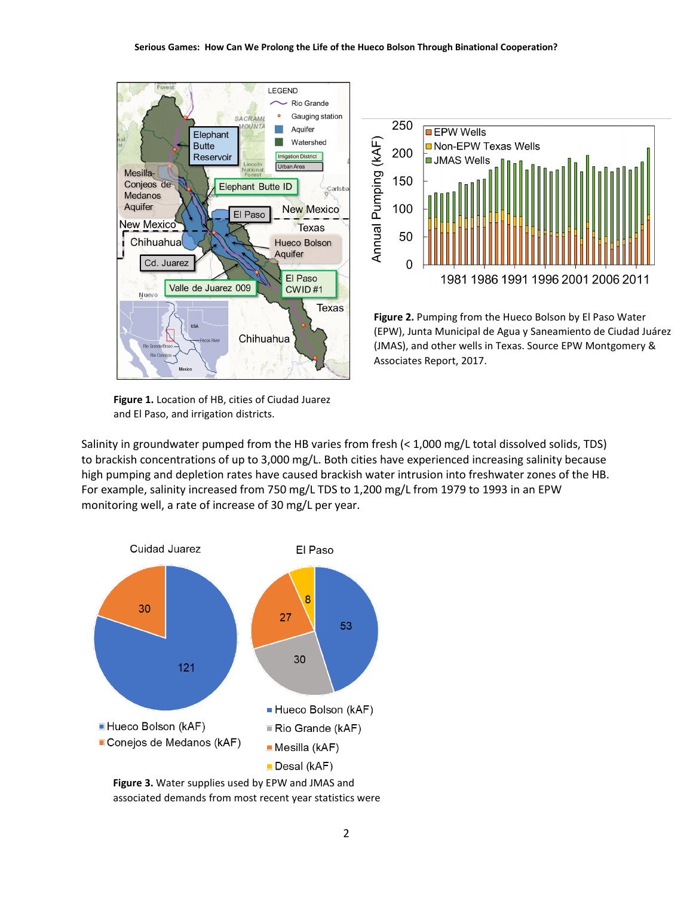Figure 1. Location of HB, cities of Ciudad Juarez and El Paso, and irrigation districts.

**Figure 2.** Pumping from the Hueco Bolson by El Paso Water (EPW), Junta Municipal de Agua y Saneamiento de Ciudad Juárez (JMAS), and other wells in Texas. Source EPW Montgomery & Associates Report, 2017.

Salinity in groundwater pumped from the HB varies from fresh (< 1,000 mg/L total dissolved solids, TDS) to brackish concentrations of up to 3,000 mg/L. Both cities have experienced increasing salinity because high pumping and depletion rates have caused brackish water intrusion into freshwater zones of the HB. For example, salinity increased from 750 mg/L TDS to 1,200 mg/L from 1979 to 1993 in an EPW monitoring well, a rate of increase of 30 mg/L per year.

**Figure 3.** Water supplies used by EPW and JMAS and associated demands from most recent year statistics were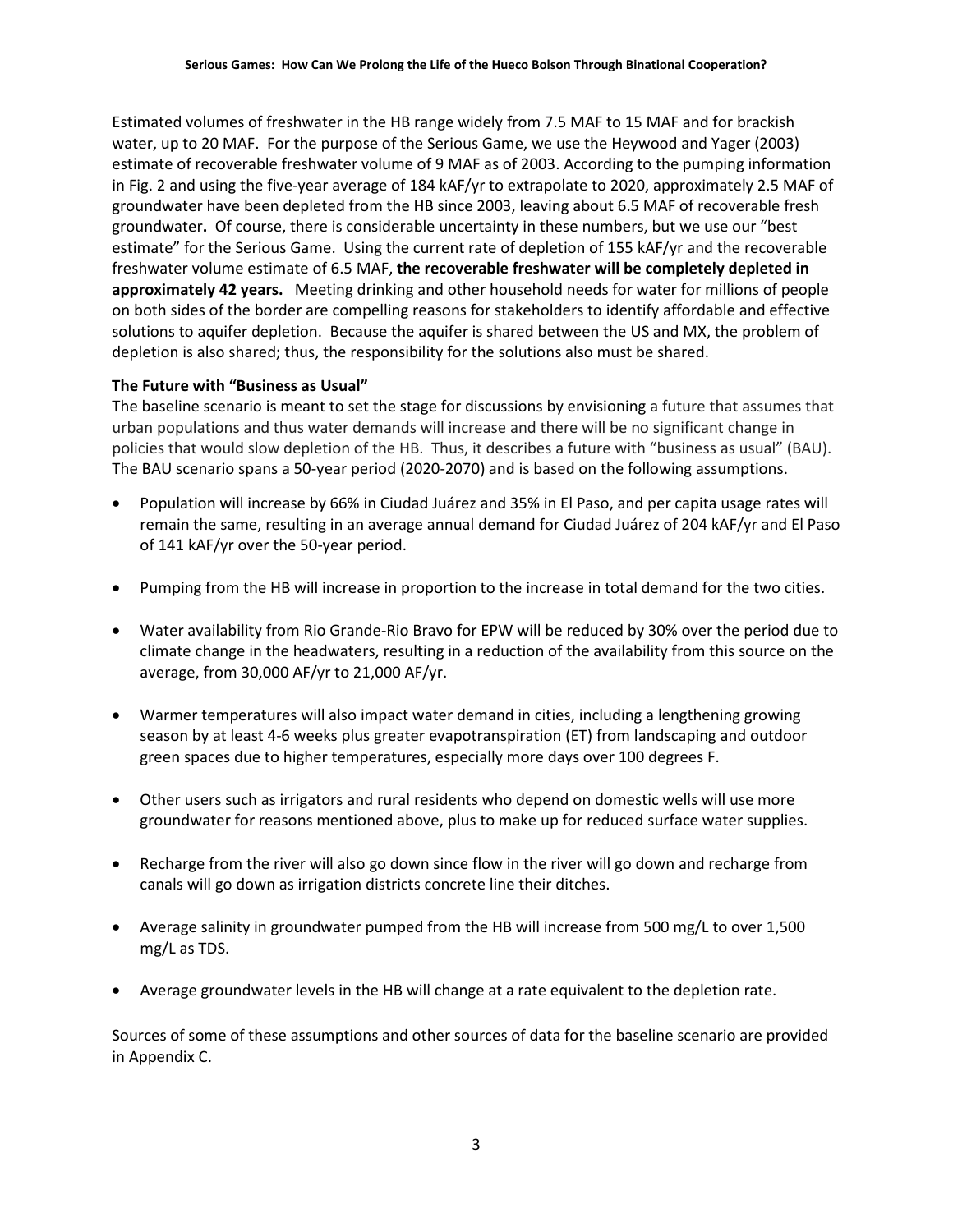Estimated volumes of freshwater in the HB range widely from 7.5 MAF to 15 MAF and for brackish water, up to 20 MAF. For the purpose of the Serious Game, we use the Heywood and Yager (2003) estimate of recoverable freshwater volume of 9 MAF as of 2003. According to the pumping information in Fig. 2 and using the five-year average of 184 kAF/yr to extrapolate to 2020, approximately 2.5 MAF of groundwater have been depleted from the HB since 2003, leaving about 6.5 MAF of recoverable fresh groundwater**.** Of course, there is considerable uncertainty in these numbers, but we use our "best estimate" for the Serious Game. Using the current rate of depletion of 155 kAF/yr and the recoverable freshwater volume estimate of 6.5 MAF, **the recoverable freshwater will be completely depleted in approximately 42 years.** Meeting drinking and other household needs for water for millions of people on both sides of the border are compelling reasons for stakeholders to identify affordable and effective solutions to aquifer depletion. Because the aquifer is shared between the US and MX, the problem of depletion is also shared; thus, the responsibility for the solutions also must be shared.

**The Future with "Business as Usual"**

The baseline scenario is meant to set the stage for discussions by envisioning a future that assumes that urban populations and thus water demands will increase and there will be no significant change in policies that would slow depletion of the HB. Thus, it describes a future with "business as usual" (BAU). The BAU scenario spans a 50-year period (2020-2070) and is based on the following assumptions.

- Population will increase by 66% in Ciudad Juárez and 35% in El Paso, and per capita usage rates will remain the same, resulting in an average annual demand for Ciudad Juárez of 204 kAF/yr and El Paso of 141 kAF/yr over the 50-year period.
- Pumping from the HB will increase in proportion to the increase in total demand for the two cities.
- Water availability from Rio Grande-Rio Bravo for EPW will be reduced by 30% over the period due to climate change in the headwaters, resulting in a reduction of the availability from this source on the average, from 30,000 AF/yr to 21,000 AF/yr.
- Warmer temperatures will also impact water demand in cities, including a lengthening growing season by at least 4-6 weeks plus greater evapotranspiration (ET) from landscaping and outdoor green spaces due to higher temperatures, especially more days over 100 degrees F.
- Other users such as irrigators and rural residents who depend on domestic wells will use more groundwater for reasons mentioned above, plus to make up for reduced surface water supplies.
- Recharge from the river will also go down since flow in the river will go down and recharge from canals will go down as irrigation districts concrete line their ditches.
- Average salinity in groundwater pumped from the HB will increase from 500 mg/L to over 1,500 mg/L as TDS.
- Average groundwater levels in the HB will change at a rate equivalent to the depletion rate.

Sources of some of these assumptions and other sources of data for the baseline scenario are provided in Appendix C.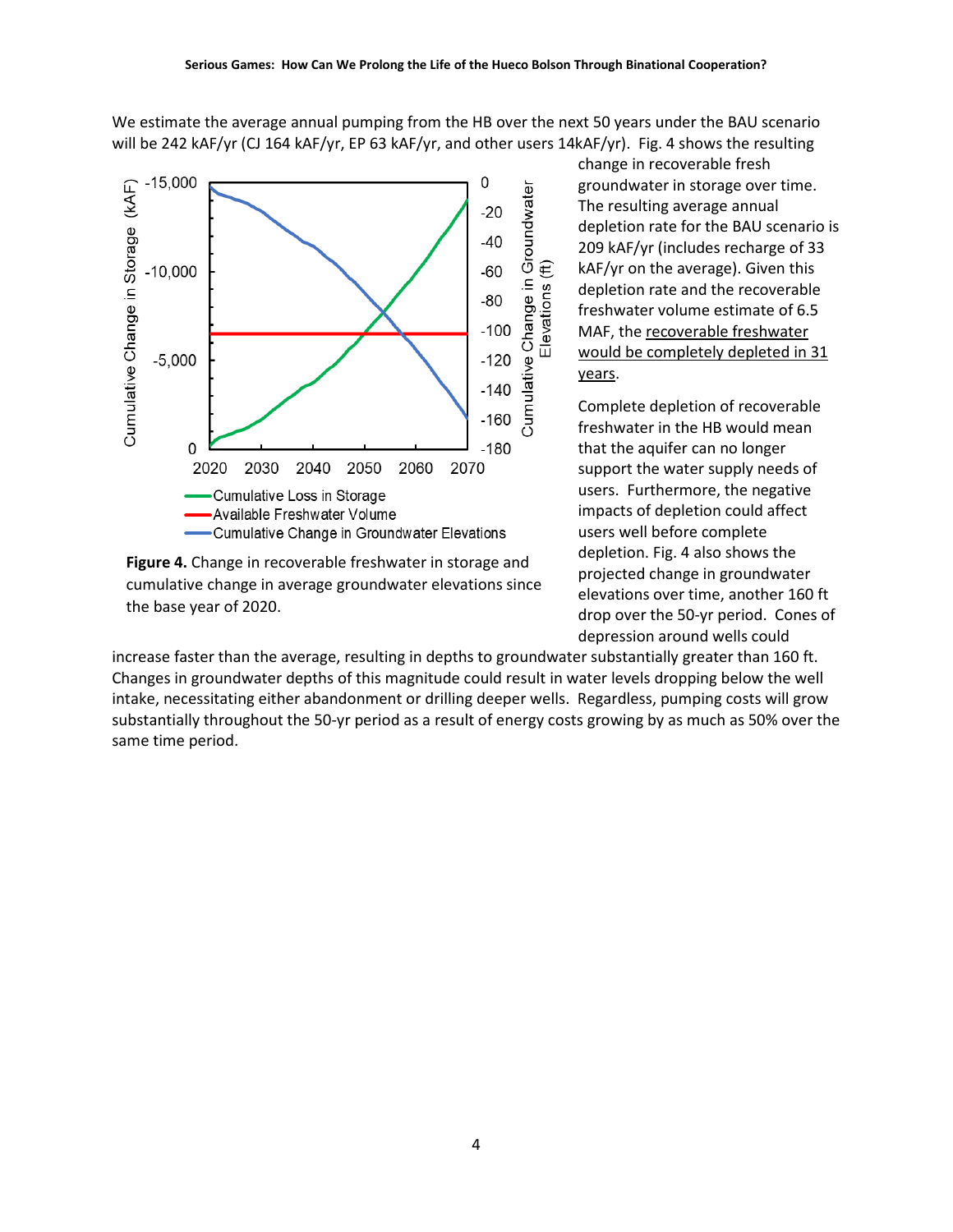We estimate the average annual pumping from the HB over the next 50 years under the BAU scenario will be 242 kAF/yr (CJ 164 kAF/yr, EP 63 kAF/yr, and other users 14kAF/yr). Fig. 4 shows the resulting change in recoverable fresh groundwater in storage over time. The resulting average annual depletion rate for the BAU scenario is 209 kAF/yr (includes recharge of 33 kAF/yr on the average). Given this depletion rate and the recoverable freshwater volume estimate of 6.5 MAF, the recoverable freshwater would be completely depleted in 31 years.

Complete depletion of recoverable freshwater in the HB would mean that the aquifer can no longer support the water supply needs of users. Furthermore, the negative impacts of depletion could affect users well before complete depletion. Fig. 4 also shows the projected change in groundwater elevations over time, another 160 ft drop over the 50-yr period. Cones of depression around wells could increase faster than the average, resulting in depths to groundwater substantially greater than 160 ft. Changes in groundwater depths of this magnitude could result in water levels dropping below the well intake, necessitating either abandonment or drilling deeper wells. Regardless, pumping costs will grow substantially throughout the 50-yr period as a result of energy costs growing by as much as 50% over the same time period.

**Figure 4.** Change in recoverable freshwater in storage and cumulative change in average groundwater elevations since the base year of 2020.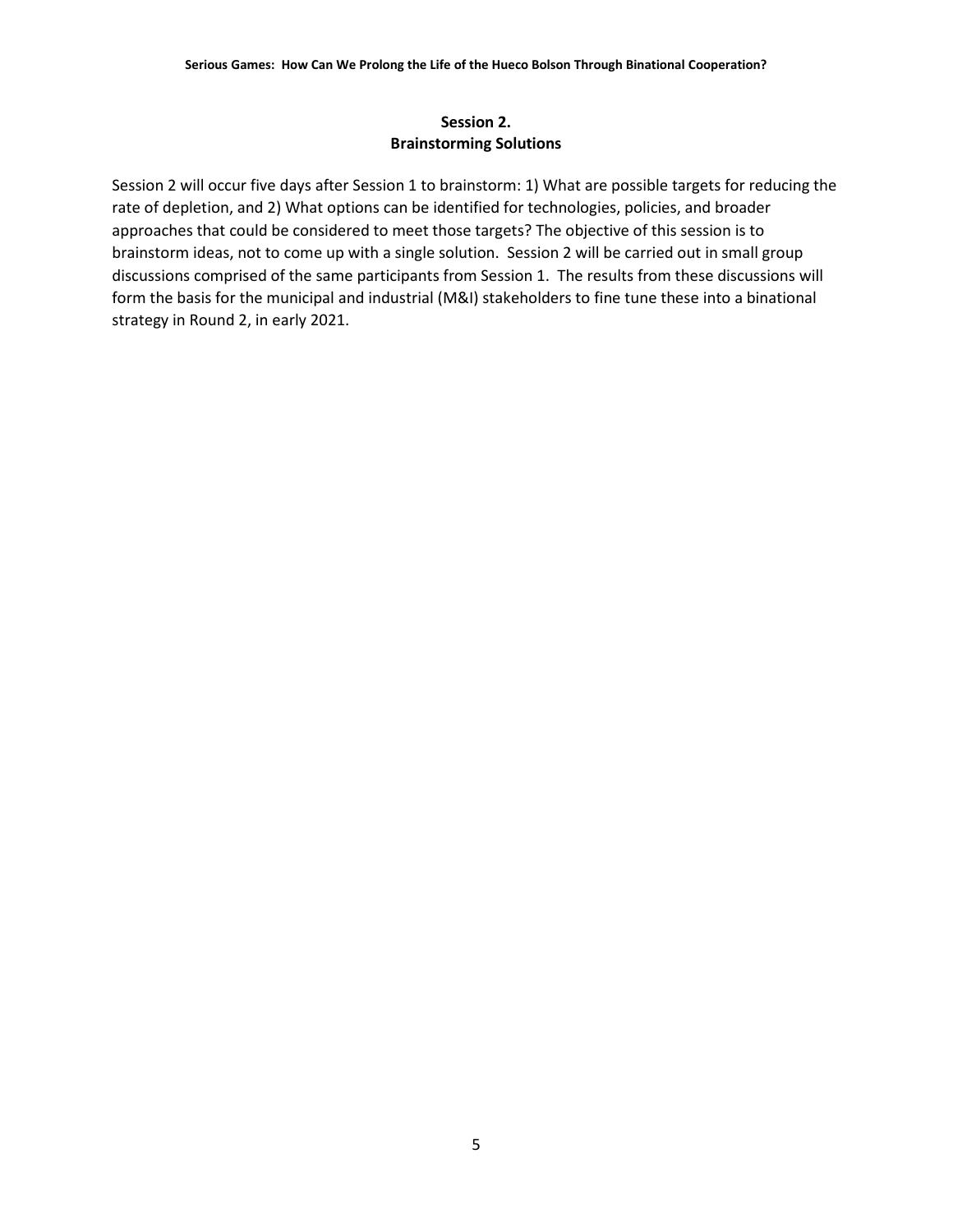## Session 2.
## Brainstorming Solutions

Session 2 will occur five days after Session 1 to brainstorm: 1) What are possible targets for reducing the rate of depletion, and 2) What options can be identified for technologies, policies, and broader approaches that could be considered to meet those targets? The objective of this session is to brainstorm ideas, not to come up with a single solution. Session 2 will be carried out in small group discussions comprised of the same participants from Session 1. The results from these discussions will form the basis for the municipal and industrial (M&I) stakeholders to fine tune these into a binational strategy in Round 2, in early 2021.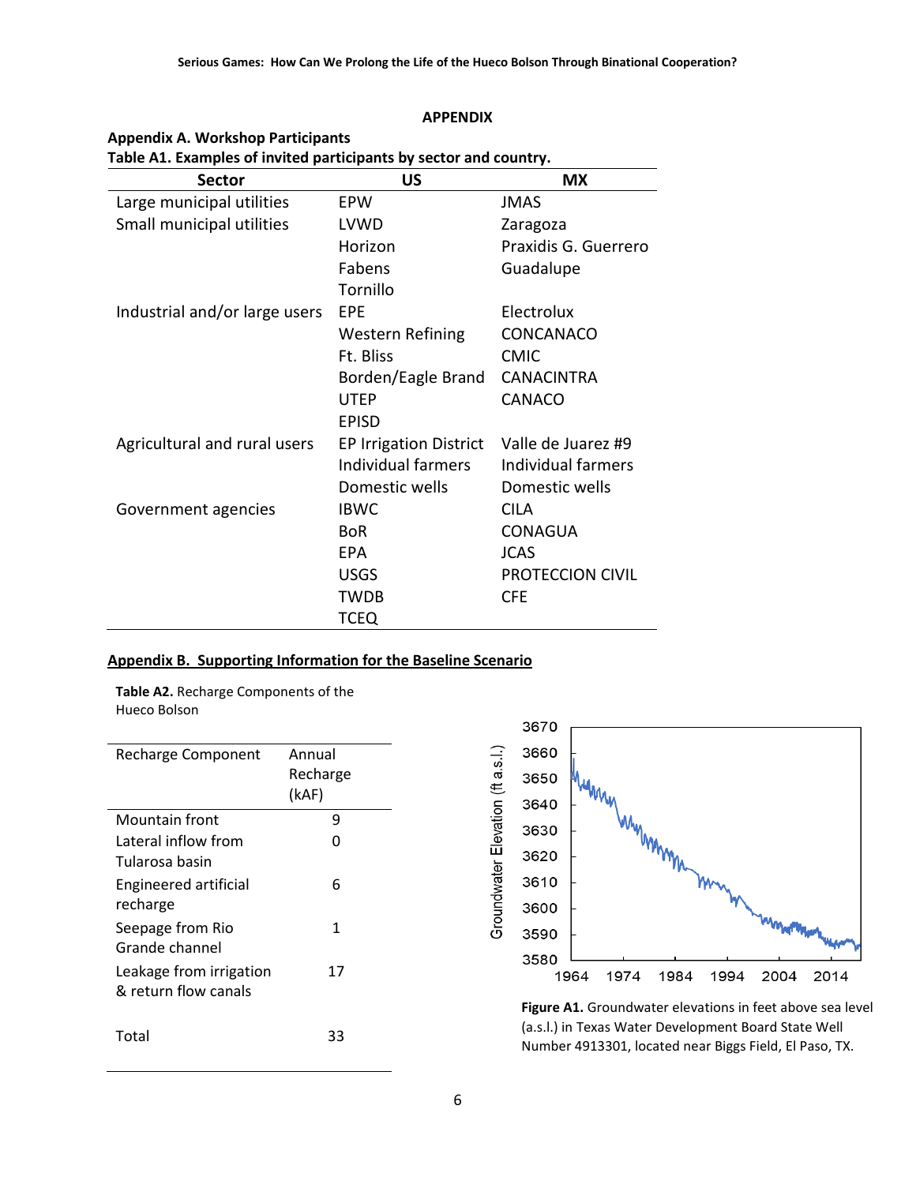## APPENDIX

### Appendix A. Workshop Participants

**Table A1. Examples of invited participants by sector and country.**

| Sector | US | MX |
|---|---|---|
| Large municipal utilities | EPW | JMAS |
| Small municipal utilities | LVWD | Zaragoza |
| | Horizon | Praxidis G. Guerrero |
| | Fabens | Guadalupe |
| | Tornillo | |
| Industrial and/or large users | EPE | Electrolux |
| | Western Refining | CONCANACO |
| | Ft. Bliss | CMIC |
| | Borden/Eagle Brand | CANACINTRA |
| | UTEP | CANACO |
| | EPISD | |
| Agricultural and rural users | EP Irrigation District | Valle de Juarez #9 |
| | Individual farmers | Individual farmers |
| | Domestic wells | Domestic wells |
| Government agencies | IBWC | CILA |
| | BoR | CONAGUA |
| | EPA | JCAS |
| | USGS | PROTECCION CIVIL |
| | TWDB | CFE |
| | TCEQ | |

### Appendix B. Supporting Information for the Baseline Scenario

**Table A2.** Recharge Components of the Hueco Bolson

| Recharge Component | Annual Recharge (kAF) |
|---|---|
| Mountain front | 9 |
| Lateral inflow from Tularosa basin | 0 |
| Engineered artificial recharge | 6 |
| Seepage from Rio Grande channel | 1 |
| Leakage from irrigation & return flow canals | 17 |
| Total | 33 |

**Figure A1.** Groundwater elevations in feet above sea level (a.s.l.) in Texas Water Development Board State Well Number 4913301, located near Biggs Field, El Paso, TX.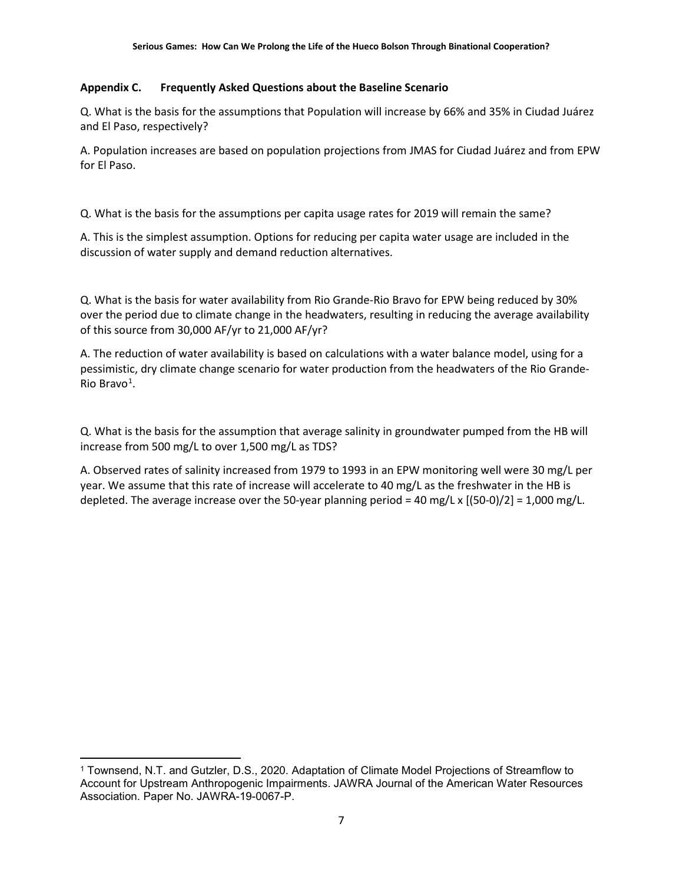## Appendix C. Frequently Asked Questions about the Baseline Scenario

Q. What is the basis for the assumptions that Population will increase by 66% and 35% in Ciudad Juárez and El Paso, respectively?

A. Population increases are based on population projections from JMAS for Ciudad Juárez and from EPW for El Paso.

Q. What is the basis for the assumptions per capita usage rates for 2019 will remain the same?

A. This is the simplest assumption. Options for reducing per capita water usage are included in the discussion of water supply and demand reduction alternatives.

Q. What is the basis for water availability from Rio Grande-Rio Bravo for EPW being reduced by 30% over the period due to climate change in the headwaters, resulting in reducing the average availability of this source from 30,000 AF/yr to 21,000 AF/yr?

A. The reduction of water availability is based on calculations with a water balance model, using for a pessimistic, dry climate change scenario for water production from the headwaters of the Rio Grande-Rio Bravo[1].

Q. What is the basis for the assumption that average salinity in groundwater pumped from the HB will increase from 500 mg/L to over 1,500 mg/L as TDS?

A. Observed rates of salinity increased from 1979 to 1993 in an EPW monitoring well were 30 mg/L per year. We assume that this rate of increase will accelerate to 40 mg/L as the freshwater in the HB is depleted. The average increase over the 50-year planning period = 40 mg/L x [(50-0)/2] = 1,000 mg/L.

[1] Townsend, N.T. and Gutzler, D.S., 2020. Adaptation of Climate Model Projections of Streamflow to Account for Upstream Anthropogenic Impairments. JAWRA Journal of the American Water Resources Association. Paper No. JAWRA-19-0067-P.